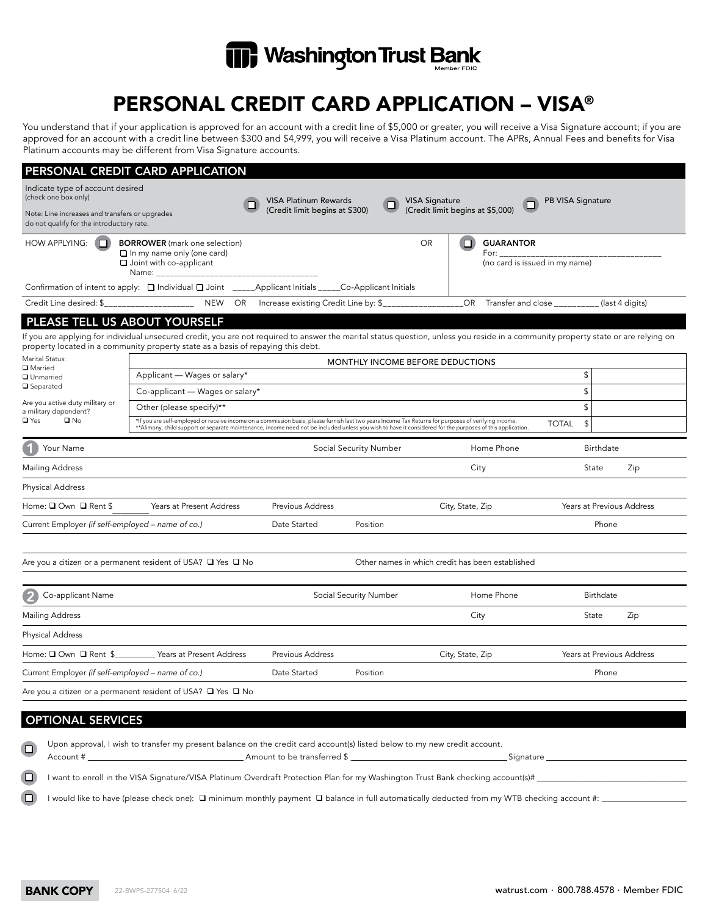Washington Trust Bank
Member FDIC

# PERSONAL CREDIT CARD APPLICATION – VISA®

You understand that if your application is approved for an account with a credit line of $5,000 or greater, you will receive a Visa Signature account; if you are approved for an account with a credit line between $300 and $4,999, you will receive a Visa Platinum account. The APRs, Annual Fees and benefits for Visa Platinum accounts may be different from Visa Signature accounts.

## PERSONAL CREDIT CARD APPLICATION

Indicate type of account desired (check one box only)

Note: Line increases and transfers or upgrades do not qualify for the introductory rate.

❑ VISA Platinum Rewards (Credit limit begins at $300) ❑ VISA Signature (Credit limit begins at $5,000) ❑ PB VISA Signature

HOW APPLYING: ❑ **BORROWER** (mark one selection)
❑ In my name only (one card)
❑ Joint with co-applicant
Name: ___________________________________

OR ❑ **GUARANTOR**
For: ___________________________________
(no card is issued in my name)

Confirmation of intent to apply: ❑ Individual ❑ Joint _____Applicant Initials _____Co-Applicant Initials

Credit Line desired: $___________________ NEW OR Increase existing Credit Line by: $_________________OR Transfer and close __________ (last 4 digits)

## PLEASE TELL US ABOUT YOURSELF

If you are applying for individual unsecured credit, you are not required to answer the marital status question, unless you reside in a community property state or are relying on property located in a community property state as a basis of repaying this debt.

Marital Status:
❑ Married
❑ Unmarried
❑ Separated

Are you active duty military or a military dependent?
❑ Yes ❑ No

| MONTHLY INCOME BEFORE DEDUCTIONS | |
|---|---|
| Applicant — Wages or salary* | $ |
| Co-applicant — Wages or salary* | $ |
| Other (please specify)** | $ |
| *If you are self-employed or receive income on a commission basis, please furnish last two years Income Tax Returns for purposes of verifying income. **Alimony, child support or separate maintenance, income need not be included unless you wish to have it considered for the purposes of this application. TOTAL | $ |

**1** Your Name | Social Security Number | Home Phone | Birthdate

Mailing Address | City | State | Zip

Physical Address

Home: ❑ Own ❑ Rent $ | Years at Present Address | Previous Address | City, State, Zip | Years at Previous Address

Current Employer *(if self-employed – name of co.)* | Date Started | Position | Phone

Are you a citizen or a permanent resident of USA? ❑ Yes ❑ No | Other names in which credit has been established

**2** Co-applicant Name | Social Security Number | Home Phone | Birthdate

Mailing Address | City | State | Zip

Physical Address

Home: ❑ Own ❑ Rent $_________ Years at Present Address | Previous Address | City, State, Zip | Years at Previous Address

Current Employer *(if self-employed – name of co.)* | Date Started | Position | Phone

Are you a citizen or a permanent resident of USA? ❑ Yes ❑ No

## OPTIONAL SERVICES

❑ Upon approval, I wish to transfer my present balance on the credit card account(s) listed below to my new credit account.
Account # ______________________ Amount to be transferred $ ______________________ Signature ______________________

❑ I want to enroll in the VISA Signature/VISA Platinum Overdraft Protection Plan for my Washington Trust Bank checking account(s)# ______________________

❑ I would like to have (please check one): ❑ minimum monthly payment ❑ balance in full automatically deducted from my WTB checking account #: ______________

**BANK COPY** 22-BWPS-277504 6/22

watrust.com · 800.788.4578 · Member FDIC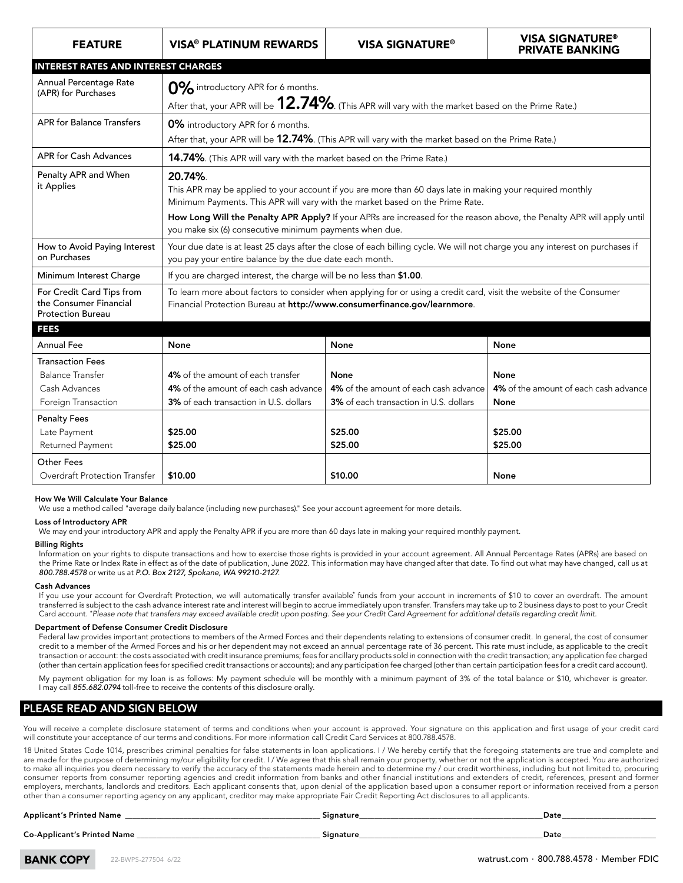| FEATURE | VISA® PLATINUM REWARDS | VISA SIGNATURE® | VISA SIGNATURE® PRIVATE BANKING |
|---|---|---|---|
| **INTEREST RATES AND INTEREST CHARGES** | | | |
| Annual Percentage Rate (APR) for Purchases | **0%** introductory APR for 6 months. After that, your APR will be **12.74%**. (This APR will vary with the market based on the Prime Rate.) | | |
| APR for Balance Transfers | **0%** introductory APR for 6 months. After that, your APR will be **12.74%**. (This APR will vary with the market based on the Prime Rate.) | | |
| APR for Cash Advances | **14.74%**. (This APR will vary with the market based on the Prime Rate.) | | |
| Penalty APR and When it Applies | **20.74%**. This APR may be applied to your account if you are more than 60 days late in making your required monthly Minimum Payments. This APR will vary with the market based on the Prime Rate. **How Long Will the Penalty APR Apply?** If your APRs are increased for the reason above, the Penalty APR will apply until you make six (6) consecutive minimum payments when due. | | |
| How to Avoid Paying Interest on Purchases | Your due date is at least 25 days after the close of each billing cycle. We will not charge you any interest on purchases if you pay your entire balance by the due date each month. | | |
| Minimum Interest Charge | If you are charged interest, the charge will be no less than **$1.00**. | | |
| For Credit Card Tips from the Consumer Financial Protection Bureau | To learn more about factors to consider when applying for or using a credit card, visit the website of the Consumer Financial Protection Bureau at **http://www.consumerfinance.gov/learnmore**. | | |
| **FEES** | | | |
| Annual Fee | **None** | **None** | **None** |
| Transaction Fees | | | |
| Balance Transfer | **4%** of the amount of each transfer | **None** | **None** |
| Cash Advances | **4%** of the amount of each cash advance | **4%** of the amount of each cash advance | **4%** of the amount of each cash advance |
| Foreign Transaction | **3%** of each transaction in U.S. dollars | **3%** of each transaction in U.S. dollars | **None** |
| Penalty Fees | | | |
| Late Payment | **$25.00** | **$25.00** | **$25.00** |
| Returned Payment | **$25.00** | **$25.00** | **$25.00** |
| Other Fees | | | |
| Overdraft Protection Transfer | **$10.00** | **$10.00** | **None** |

**How We Will Calculate Your Balance**

We use a method called "average daily balance (including new purchases)." See your account agreement for more details.

**Loss of Introductory APR**

We may end your introductory APR and apply the Penalty APR if you are more than 60 days late in making your required monthly payment.

**Billing Rights**

Information on your rights to dispute transactions and how to exercise those rights is provided in your account agreement. All Annual Percentage Rates (APRs) are based on the Prime Rate or Index Rate in effect as of the date of publication, June 2022. This information may have changed after that date. To find out what may have changed, call us at *800.788.4578* or write us at *P.O. Box 2127, Spokane, WA 99210-2127.*

**Cash Advances**

If you use your account for Overdraft Protection, we will automatically transfer available* funds from your account in increments of $10 to cover an overdraft. The amount transferred is subject to the cash advance interest rate and interest will begin to accrue immediately upon transfer. Transfers may take up to 2 business days to post to your Credit Card account. *\*Please note that transfers may exceed available credit upon posting. See your Credit Card Agreement for additional details regarding credit limit.*

**Department of Defense Consumer Credit Disclosure**

Federal law provides important protections to members of the Armed Forces and their dependents relating to extensions of consumer credit. In general, the cost of consumer credit to a member of the Armed Forces and his or her dependent may not exceed an annual percentage rate of 36 percent. This rate must include, as applicable to the credit transaction or account: the costs associated with credit insurance premiums; fees for ancillary products sold in connection with the credit transaction; any application fee charged (other than certain application fees for specified credit transactions or accounts); and any participation fee charged (other than certain participation fees for a credit card account).

My payment obligation for my loan is as follows: My payment schedule will be monthly with a minimum payment of 3% of the total balance or $10, whichever is greater. I may call *855.682.0794* toll-free to receive the contents of this disclosure orally.

## PLEASE READ AND SIGN BELOW

You will receive a complete disclosure statement of terms and conditions when your account is approved. Your signature on this application and first usage of your credit card will constitute your acceptance of our terms and conditions. For more information call Credit Card Services at 800.788.4578.

18 United States Code 1014, prescribes criminal penalties for false statements in loan applications. I / We hereby certify that the foregoing statements are true and complete and are made for the purpose of determining my/our eligibility for credit. I / We agree that this shall remain your property, whether or not the application is accepted. You are authorized to make all inquiries you deem necessary to verify the accuracy of the statements made herein and to determine my / our credit worthiness, including but not limited to, procuring consumer reports from consumer reporting agencies and credit information from banks and other financial institutions and extenders of credit, references, present and former employers, merchants, landlords and creditors. Each applicant consents that, upon denial of the application based upon a consumer report or information received from a person other than a consumer reporting agency on any applicant, creditor may make appropriate Fair Credit Reporting Act disclosures to all applicants.

**Applicant's Printed Name** ____________________ **Signature** ____________________ **Date** ____________

**Co-Applicant's Printed Name** ____________________ **Signature** ____________________ **Date** ____________

**BANK COPY** 22-BWPS-277504 6/22

watrust.com · 800.788.4578 · Member FDIC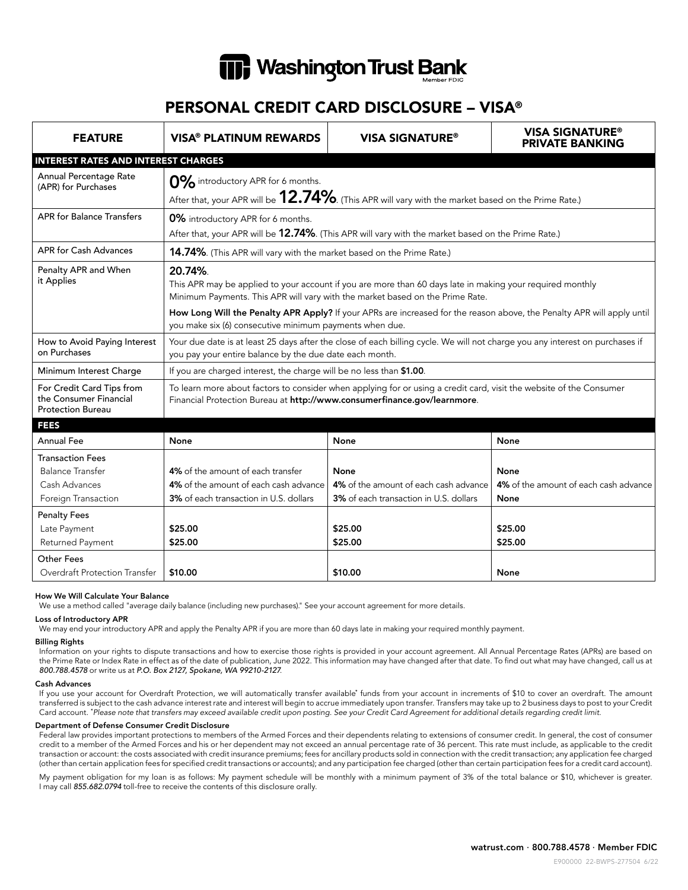# Washington Trust Bank

Member FDIC

## PERSONAL CREDIT CARD DISCLOSURE – VISA®

| FEATURE | VISA® PLATINUM REWARDS | VISA SIGNATURE® | VISA SIGNATURE® PRIVATE BANKING |
|---|---|---|---|
| **INTEREST RATES AND INTEREST CHARGES** | | | |
| Annual Percentage Rate (APR) for Purchases | **0%** introductory APR for 6 months. After that, your APR will be **12.74%**. (This APR will vary with the market based on the Prime Rate.) | | |
| APR for Balance Transfers | **0%** introductory APR for 6 months. After that, your APR will be **12.74%**. (This APR will vary with the market based on the Prime Rate.) | | |
| APR for Cash Advances | **14.74%**. (This APR will vary with the market based on the Prime Rate.) | | |
| Penalty APR and When it Applies | **20.74%**. This APR may be applied to your account if you are more than 60 days late in making your required monthly Minimum Payments. This APR will vary with the market based on the Prime Rate. **How Long Will the Penalty APR Apply?** If your APRs are increased for the reason above, the Penalty APR will apply until you make six (6) consecutive minimum payments when due. | | |
| How to Avoid Paying Interest on Purchases | Your due date is at least 25 days after the close of each billing cycle. We will not charge you any interest on purchases if you pay your entire balance by the due date each month. | | |
| Minimum Interest Charge | If you are charged interest, the charge will be no less than **$1.00**. | | |
| For Credit Card Tips from the Consumer Financial Protection Bureau | To learn more about factors to consider when applying for or using a credit card, visit the website of the Consumer Financial Protection Bureau at **http://www.consumerfinance.gov/learnmore**. | | |
| **FEES** | | | |
| Annual Fee | **None** | **None** | **None** |
| Transaction Fees | | | |
| Balance Transfer | **4%** of the amount of each transfer | **None** | **None** |
| Cash Advances | **4%** of the amount of each cash advance | **4%** of the amount of each cash advance | **4%** of the amount of each cash advance |
| Foreign Transaction | **3%** of each transaction in U.S. dollars | **3%** of each transaction in U.S. dollars | **None** |
| Penalty Fees | | | |
| Late Payment | **$25.00** | **$25.00** | **$25.00** |
| Returned Payment | **$25.00** | **$25.00** | **$25.00** |
| Other Fees | | | |
| Overdraft Protection Transfer | **$10.00** | **$10.00** | **None** |

**How We Will Calculate Your Balance**

We use a method called "average daily balance (including new purchases)." See your account agreement for more details.

**Loss of Introductory APR**

We may end your introductory APR and apply the Penalty APR if you are more than 60 days late in making your required monthly payment.

**Billing Rights**

Information on your rights to dispute transactions and how to exercise those rights is provided in your account agreement. All Annual Percentage Rates (APRs) are based on the Prime Rate or Index Rate in effect as of the date of publication, June 2022. This information may have changed after that date. To find out what may have changed, call us at *800.788.4578* or write us at *P.O. Box 2127, Spokane, WA 99210-2127.*

**Cash Advances**

If you use your account for Overdraft Protection, we will automatically transfer available* funds from your account in increments of $10 to cover an overdraft. The amount transferred is subject to the cash advance interest rate and interest will begin to accrue immediately upon transfer. Transfers may take up to 2 business days to post to your Credit Card account. **Please note that transfers may exceed available credit upon posting. See your Credit Card Agreement for additional details regarding credit limit.*

**Department of Defense Consumer Credit Disclosure**

Federal law provides important protections to members of the Armed Forces and their dependents relating to extensions of consumer credit. In general, the cost of consumer credit to a member of the Armed Forces and his or her dependent may not exceed an annual percentage rate of 36 percent. This rate must include, as applicable to the credit transaction or account: the costs associated with credit insurance premiums; fees for ancillary products sold in connection with the credit transaction; any application fee charged (other than certain application fees for specified credit transactions or accounts); and any participation fee charged (other than certain participation fees for a credit card account).

My payment obligation for my loan is as follows: My payment schedule will be monthly with a minimum payment of 3% of the total balance or $10, whichever is greater. I may call *855.682.0794* toll-free to receive the contents of this disclosure orally.

**watrust.com · 800.788.4578 · Member FDIC**

E900000 22-BWPS-277504 6/22